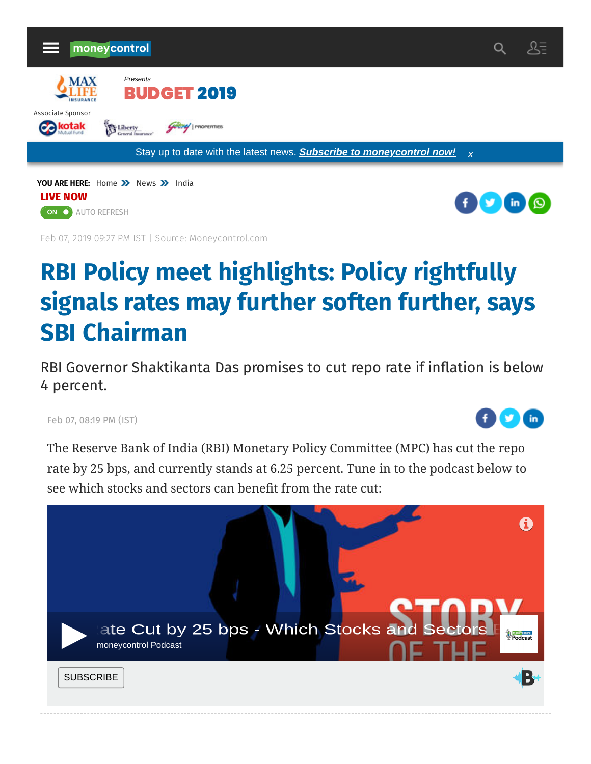moneycontrol

MAX LIFE INSURANCE

Presents

BUDGET 2019

Associate Sponsor

kotak Mutual Fund | Liberty General Insurance | Godrej Properties

Stay up to date with the latest news. **Subscribe to moneycontrol now!** x

**YOU ARE HERE:** Home » News » India

**LIVE NOW**

ON AUTO REFRESH

Feb 07, 2019 09:27 PM IST | Source: Moneycontrol.com

# RBI Policy meet highlights: Policy rightfully signals rates may further soften further, says SBI Chairman

RBI Governor Shaktikanta Das promises to cut repo rate if inflation is below 4 percent.

Feb 07, 08:19 PM (IST)

The Reserve Bank of India (RBI) Monetary Policy Committee (MPC) has cut the repo rate by 25 bps, and currently stands at 6.25 percent. Tune in to the podcast below to see which stocks and sectors can benefit from the rate cut:

ate Cut by 25 bps - Which Stocks and Sectors

moneycontrol Podcast

SUBSCRIBE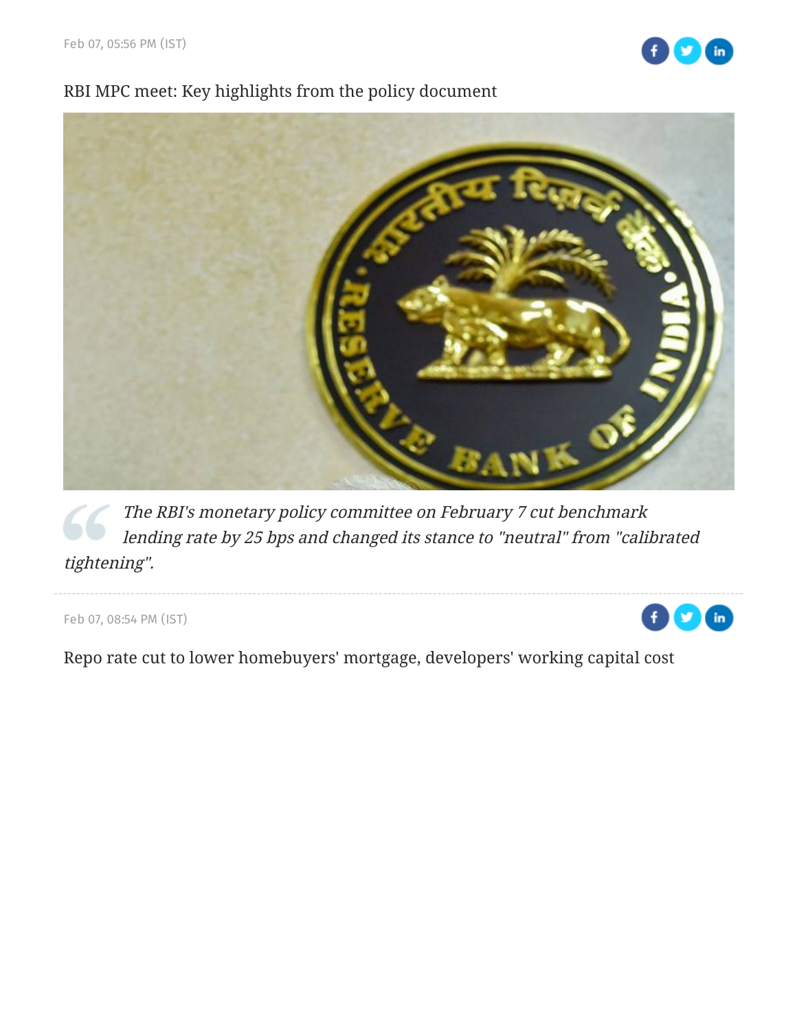Feb 07, 05:56 PM (IST)

RBI MPC meet: Key highlights from the policy document

> *The RBI's monetary policy committee on February 7 cut benchmark lending rate by 25 bps and changed its stance to "neutral" from "calibrated tightening".*

---

Feb 07, 08:54 PM (IST)

Repo rate cut to lower homebuyers' mortgage, developers' working capital cost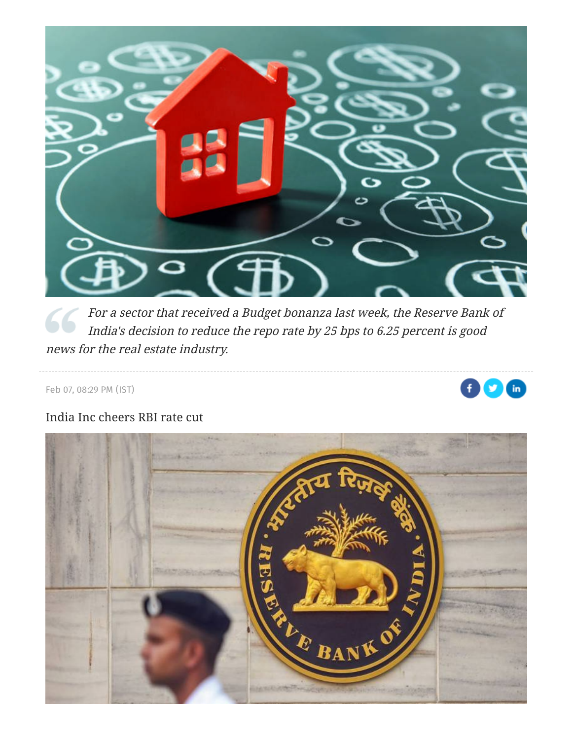> For a sector that received a Budget bonanza last week, the Reserve Bank of India's decision to reduce the repo rate by 25 bps to 6.25 percent is good news for the real estate industry.

Feb 07, 08:29 PM (IST)

India Inc cheers RBI rate cut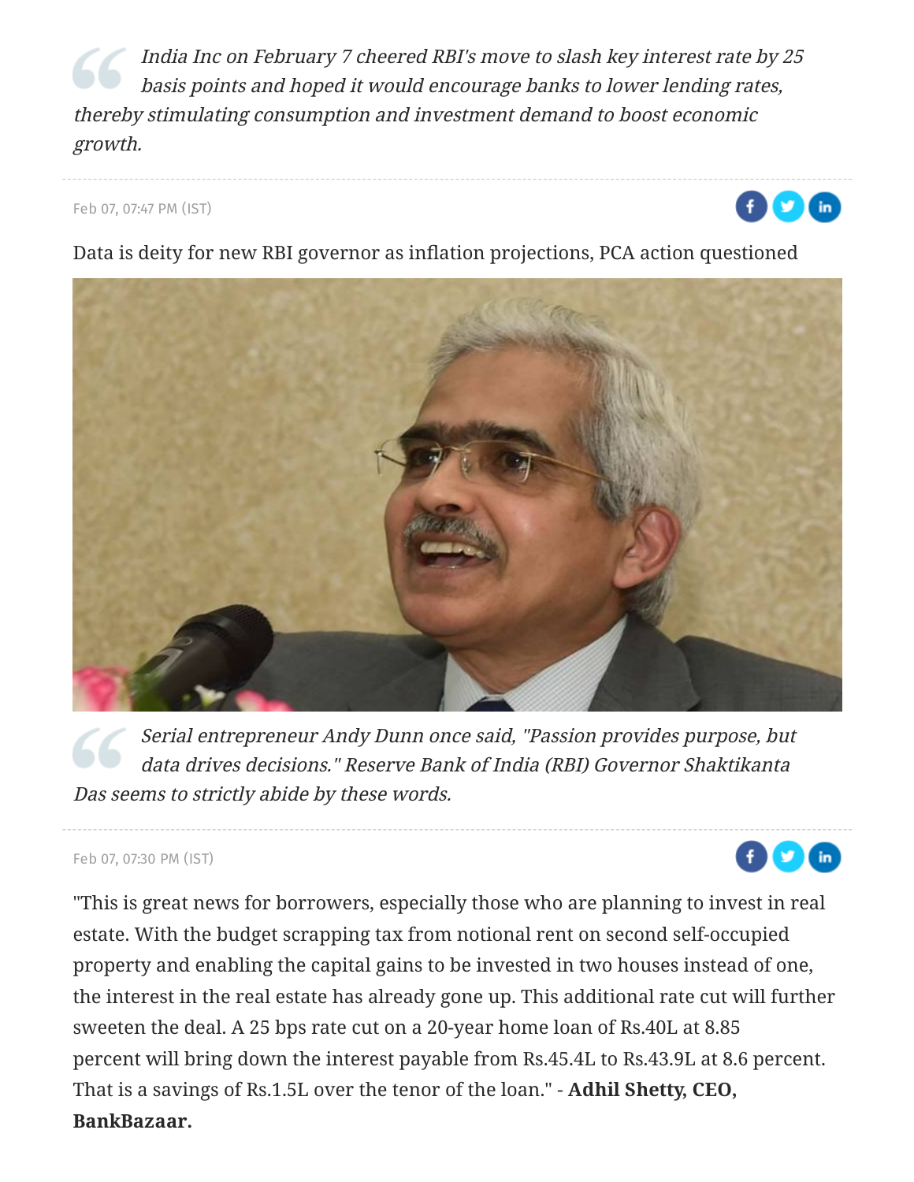> *India Inc on February 7 cheered RBI's move to slash key interest rate by 25 basis points and hoped it would encourage banks to lower lending rates, thereby stimulating consumption and investment demand to boost economic growth.*

Feb 07, 07:47 PM (IST)

Data is deity for new RBI governor as inflation projections, PCA action questioned

> *Serial entrepreneur Andy Dunn once said, "Passion provides purpose, but data drives decisions." Reserve Bank of India (RBI) Governor Shaktikanta Das seems to strictly abide by these words.*

Feb 07, 07:30 PM (IST)

"This is great news for borrowers, especially those who are planning to invest in real estate. With the budget scrapping tax from notional rent on second self-occupied property and enabling the capital gains to be invested in two houses instead of one, the interest in the real estate has already gone up. This additional rate cut will further sweeten the deal. A 25 bps rate cut on a 20-year home loan of Rs.40L at 8.85 percent will bring down the interest payable from Rs.45.4L to Rs.43.9L at 8.6 percent. That is a savings of Rs.1.5L over the tenor of the loan." - **Adhil Shetty, CEO, BankBazaar.**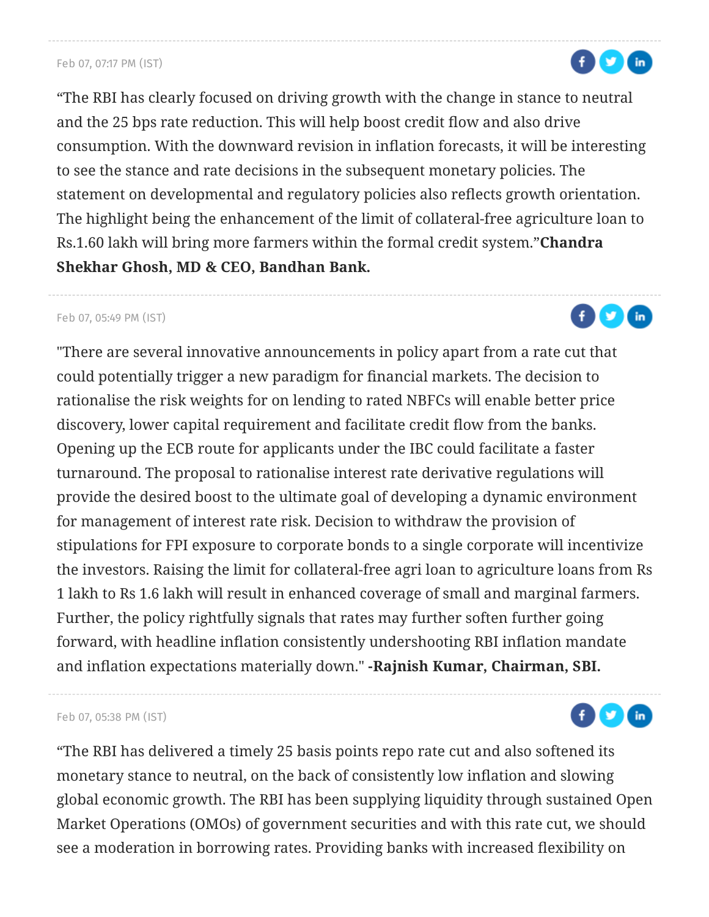---

Feb 07, 07:17 PM (IST)

“The RBI has clearly focused on driving growth with the change in stance to neutral and the 25 bps rate reduction. This will help boost credit flow and also drive consumption. With the downward revision in inflation forecasts, it will be interesting to see the stance and rate decisions in the subsequent monetary policies. The statement on developmental and regulatory policies also reflects growth orientation. The highlight being the enhancement of the limit of collateral-free agriculture loan to Rs.1.60 lakh will bring more farmers within the formal credit system.”**Chandra Shekhar Ghosh, MD & CEO, Bandhan Bank.**

---

Feb 07, 05:49 PM (IST)

"There are several innovative announcements in policy apart from a rate cut that could potentially trigger a new paradigm for financial markets. The decision to rationalise the risk weights for on lending to rated NBFCs will enable better price discovery, lower capital requirement and facilitate credit flow from the banks. Opening up the ECB route for applicants under the IBC could facilitate a faster turnaround. The proposal to rationalise interest rate derivative regulations will provide the desired boost to the ultimate goal of developing a dynamic environment for management of interest rate risk. Decision to withdraw the provision of stipulations for FPI exposure to corporate bonds to a single corporate will incentivize the investors. Raising the limit for collateral-free agri loan to agriculture loans from Rs 1 lakh to Rs 1.6 lakh will result in enhanced coverage of small and marginal farmers. Further, the policy rightfully signals that rates may further soften further going forward, with headline inflation consistently undershooting RBI inflation mandate and inflation expectations materially down." **-Rajnish Kumar, Chairman, SBI.**

---

Feb 07, 05:38 PM (IST)

“The RBI has delivered a timely 25 basis points repo rate cut and also softened its monetary stance to neutral, on the back of consistently low inflation and slowing global economic growth. The RBI has been supplying liquidity through sustained Open Market Operations (OMOs) of government securities and with this rate cut, we should see a moderation in borrowing rates. Providing banks with increased flexibility on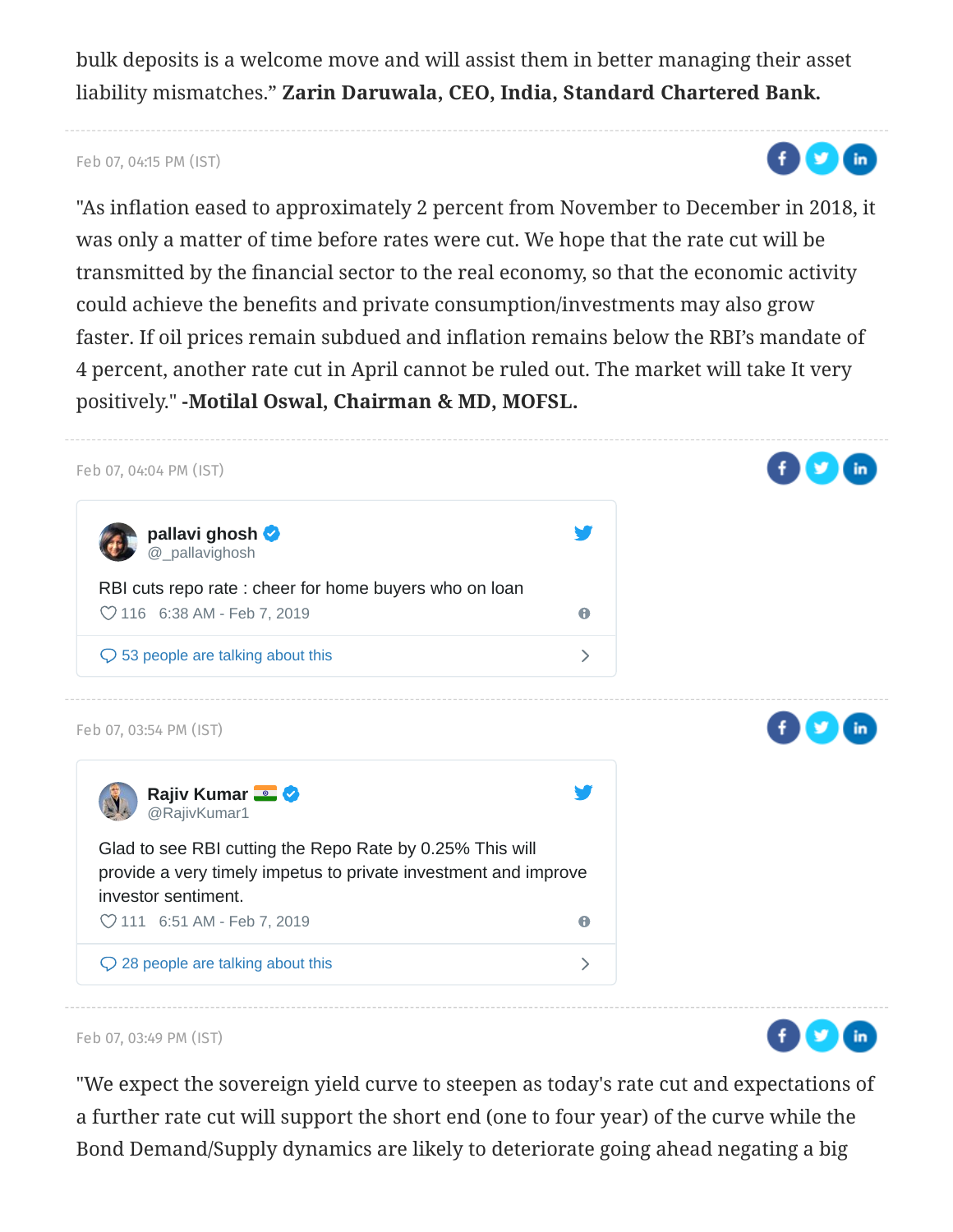bulk deposits is a welcome move and will assist them in better managing their asset liability mismatches." **Zarin Daruwala, CEO, India, Standard Chartered Bank.**

---

Feb 07, 04:15 PM (IST)

"As inflation eased to approximately 2 percent from November to December in 2018, it was only a matter of time before rates were cut. We hope that the rate cut will be transmitted by the financial sector to the real economy, so that the economic activity could achieve the benefits and private consumption/investments may also grow faster. If oil prices remain subdued and inflation remains below the RBI's mandate of 4 percent, another rate cut in April cannot be ruled out. The market will take It very positively." **-Motilal Oswal, Chairman & MD, MOFSL.**

---

Feb 07, 04:04 PM (IST)

> **pallavi ghosh** @_pallavighosh
>
> RBI cuts repo rate : cheer for home buyers who on loan
>
> 116 6:38 AM - Feb 7, 2019
>
> 53 people are talking about this

---

Feb 07, 03:54 PM (IST)

> **Rajiv Kumar** @RajivKumar1
>
> Glad to see RBI cutting the Repo Rate by 0.25% This will provide a very timely impetus to private investment and improve investor sentiment.
>
> 111 6:51 AM - Feb 7, 2019
>
> 28 people are talking about this

---

Feb 07, 03:49 PM (IST)

"We expect the sovereign yield curve to steepen as today's rate cut and expectations of a further rate cut will support the short end (one to four year) of the curve while the Bond Demand/Supply dynamics are likely to deteriorate going ahead negating a big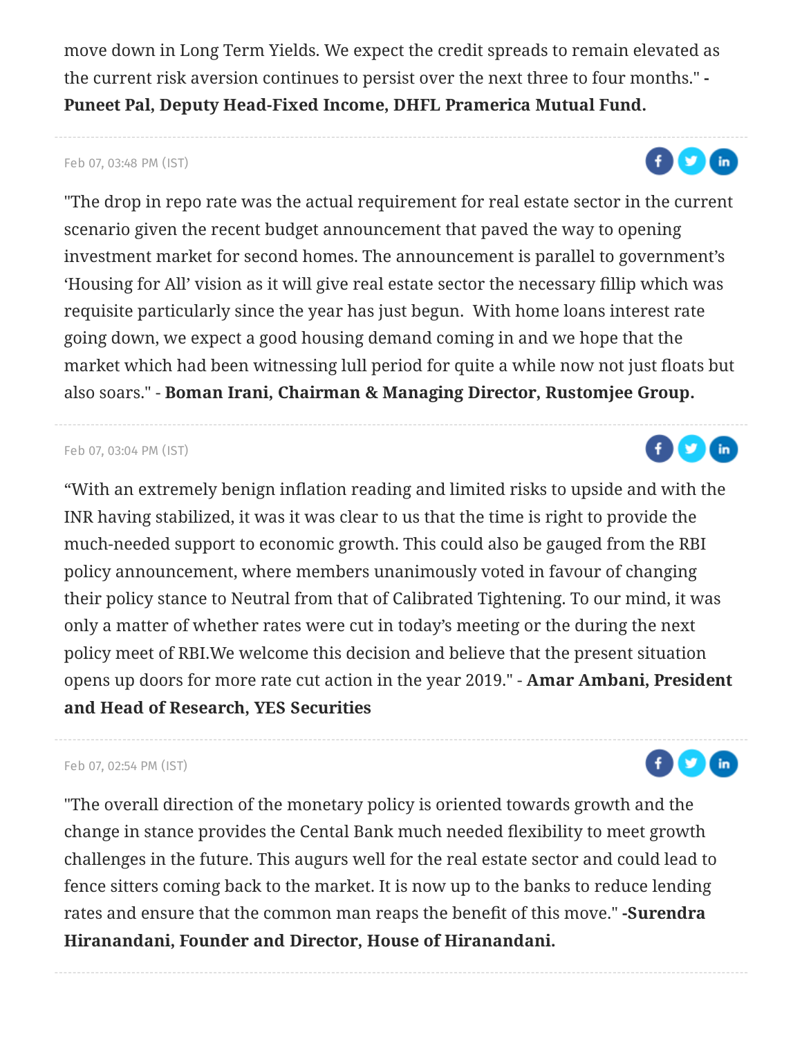move down in Long Term Yields. We expect the credit spreads to remain elevated as the current risk aversion continues to persist over the next three to four months." - **Puneet Pal, Deputy Head-Fixed Income, DHFL Pramerica Mutual Fund.**

---

Feb 07, 03:48 PM (IST)

"The drop in repo rate was the actual requirement for real estate sector in the current scenario given the recent budget announcement that paved the way to opening investment market for second homes. The announcement is parallel to government's 'Housing for All' vision as it will give real estate sector the necessary fillip which was requisite particularly since the year has just begun. With home loans interest rate going down, we expect a good housing demand coming in and we hope that the market which had been witnessing lull period for quite a while now not just floats but also soars." - **Boman Irani, Chairman & Managing Director, Rustomjee Group.**

---

Feb 07, 03:04 PM (IST)

"With an extremely benign inflation reading and limited risks to upside and with the INR having stabilized, it was it was clear to us that the time is right to provide the much-needed support to economic growth. This could also be gauged from the RBI policy announcement, where members unanimously voted in favour of changing their policy stance to Neutral from that of Calibrated Tightening. To our mind, it was only a matter of whether rates were cut in today's meeting or the during the next policy meet of RBI.We welcome this decision and believe that the present situation opens up doors for more rate cut action in the year 2019." - **Amar Ambani, President and Head of Research, YES Securities**

---

Feb 07, 02:54 PM (IST)

"The overall direction of the monetary policy is oriented towards growth and the change in stance provides the Cental Bank much needed flexibility to meet growth challenges in the future. This augurs well for the real estate sector and could lead to fence sitters coming back to the market. It is now up to the banks to reduce lending rates and ensure that the common man reaps the benefit of this move." **-Surendra Hiranandani, Founder and Director, House of Hiranandani.**

---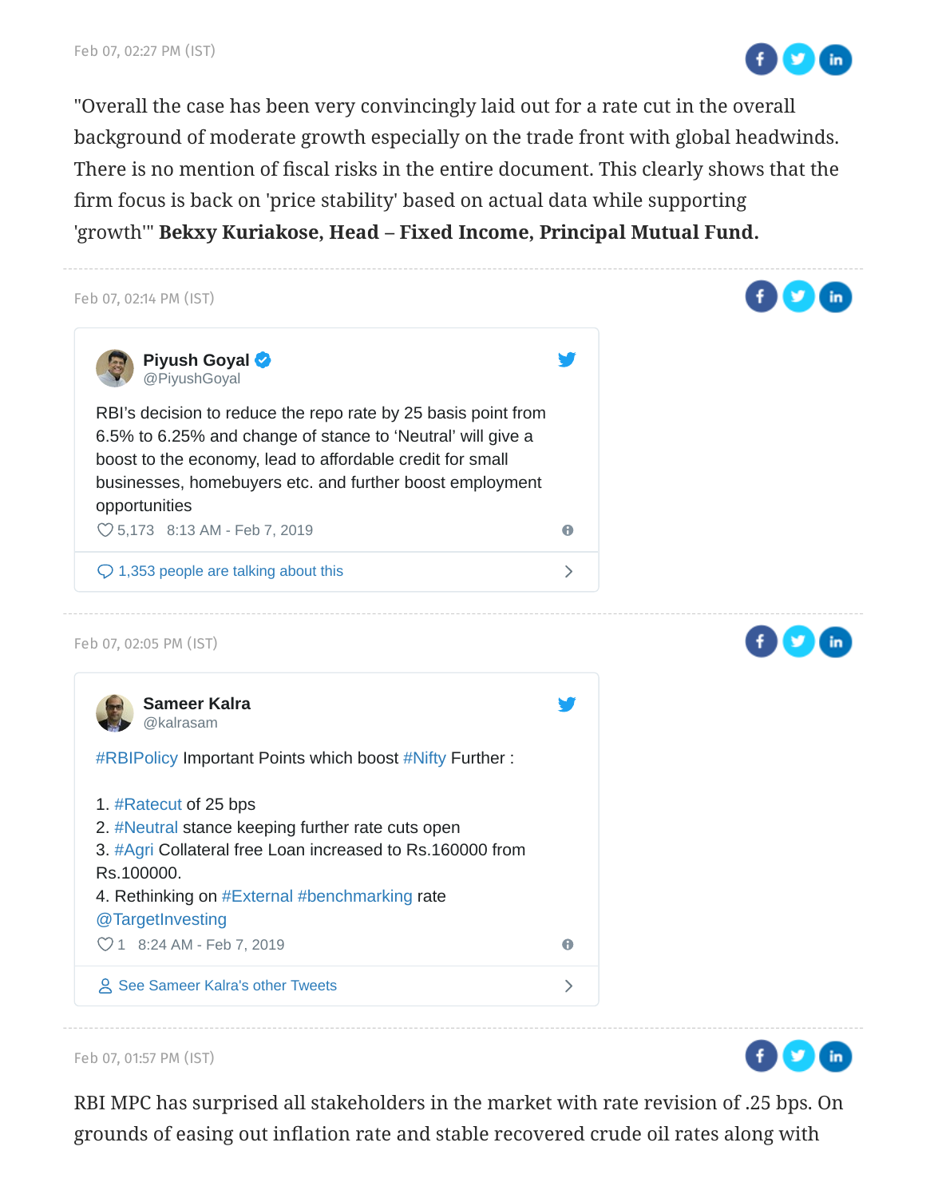Feb 07, 02:27 PM (IST)

"Overall the case has been very convincingly laid out for a rate cut in the overall background of moderate growth especially on the trade front with global headwinds. There is no mention of fiscal risks in the entire document. This clearly shows that the firm focus is back on 'price stability' based on actual data while supporting 'growth'" **Bekxy Kuriakose, Head – Fixed Income, Principal Mutual Fund.**

---

Feb 07, 02:14 PM (IST)

**Piyush Goyal** @PiyushGoyal

RBI's decision to reduce the repo rate by 25 basis point from 6.5% to 6.25% and change of stance to 'Neutral' will give a boost to the economy, lead to affordable credit for small businesses, homebuyers etc. and further boost employment opportunities

5,173 8:13 AM - Feb 7, 2019

1,353 people are talking about this

---

Feb 07, 02:05 PM (IST)

**Sameer Kalra** @kalrasam

#RBIPolicy Important Points which boost #Nifty Further :

1. #Ratecut of 25 bps
2. #Neutral stance keeping further rate cuts open
3. #Agri Collateral free Loan increased to Rs.160000 from Rs.100000.
4. Rethinking on #External #benchmarking rate

@TargetInvesting

1 8:24 AM - Feb 7, 2019

See Sameer Kalra's other Tweets

---

Feb 07, 01:57 PM (IST)

RBI MPC has surprised all stakeholders in the market with rate revision of .25 bps. On grounds of easing out inflation rate and stable recovered crude oil rates along with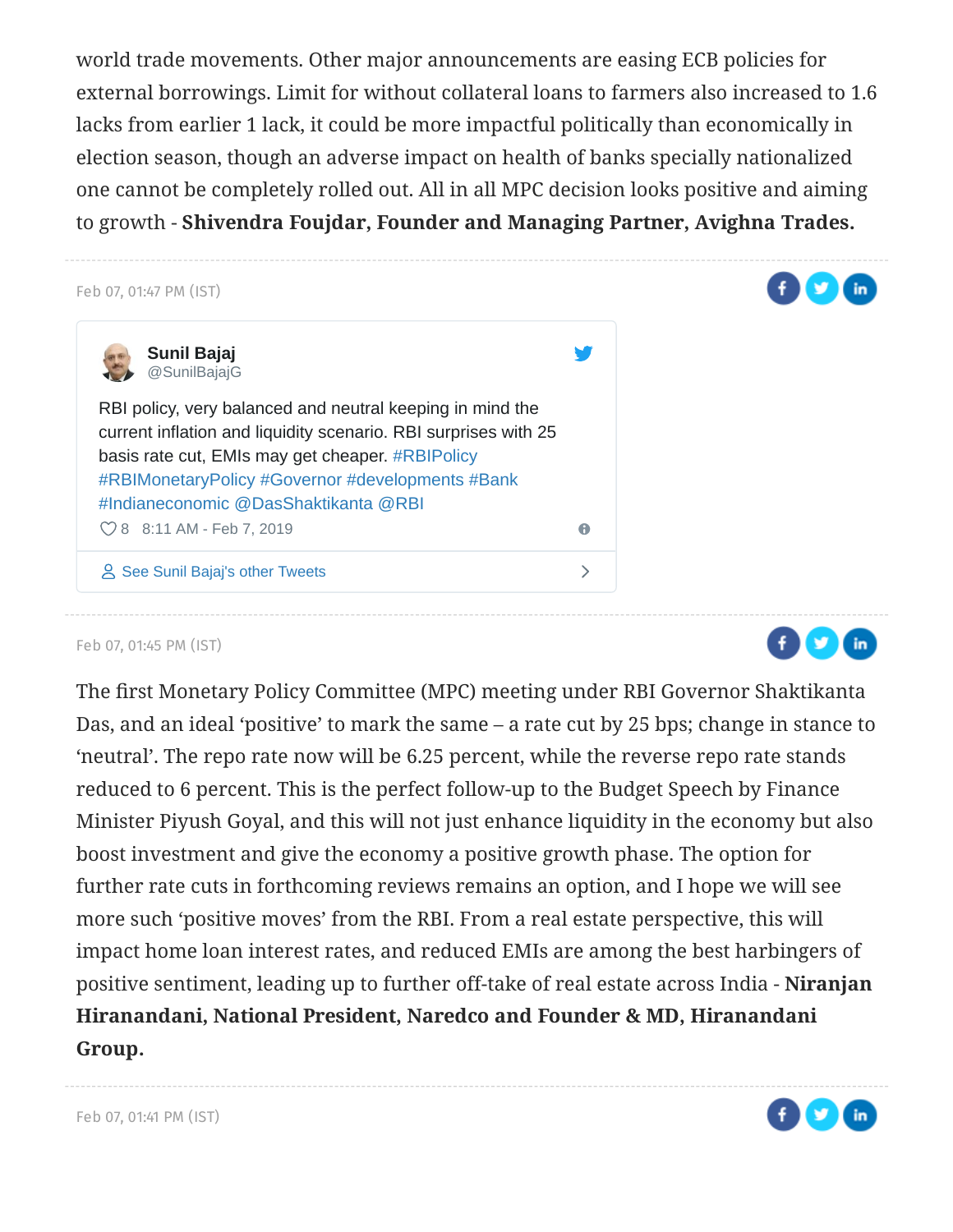world trade movements. Other major announcements are easing ECB policies for external borrowings. Limit for without collateral loans to farmers also increased to 1.6 lacks from earlier 1 lack, it could be more impactful politically than economically in election season, though an adverse impact on health of banks specially nationalized one cannot be completely rolled out. All in all MPC decision looks positive and aiming to growth - **Shivendra Foujdar, Founder and Managing Partner, Avighna Trades.**

---

Feb 07, 01:47 PM (IST)

**Sunil Bajaj**
@SunilBajajG

RBI policy, very balanced and neutral keeping in mind the current inflation and liquidity scenario. RBI surprises with 25 basis rate cut, EMIs may get cheaper. #RBIPolicy #RBIMonetaryPolicy #Governor #developments #Bank #Indianeconomic @DasShaktikanta @RBI

8 8:11 AM - Feb 7, 2019

See Sunil Bajaj's other Tweets

---

Feb 07, 01:45 PM (IST)

The first Monetary Policy Committee (MPC) meeting under RBI Governor Shaktikanta Das, and an ideal 'positive' to mark the same – a rate cut by 25 bps; change in stance to 'neutral'. The repo rate now will be 6.25 percent, while the reverse repo rate stands reduced to 6 percent. This is the perfect follow-up to the Budget Speech by Finance Minister Piyush Goyal, and this will not just enhance liquidity in the economy but also boost investment and give the economy a positive growth phase. The option for further rate cuts in forthcoming reviews remains an option, and I hope we will see more such 'positive moves' from the RBI. From a real estate perspective, this will impact home loan interest rates, and reduced EMIs are among the best harbingers of positive sentiment, leading up to further off-take of real estate across India - **Niranjan Hiranandani, National President, Naredco and Founder & MD, Hiranandani Group.**

---

Feb 07, 01:41 PM (IST)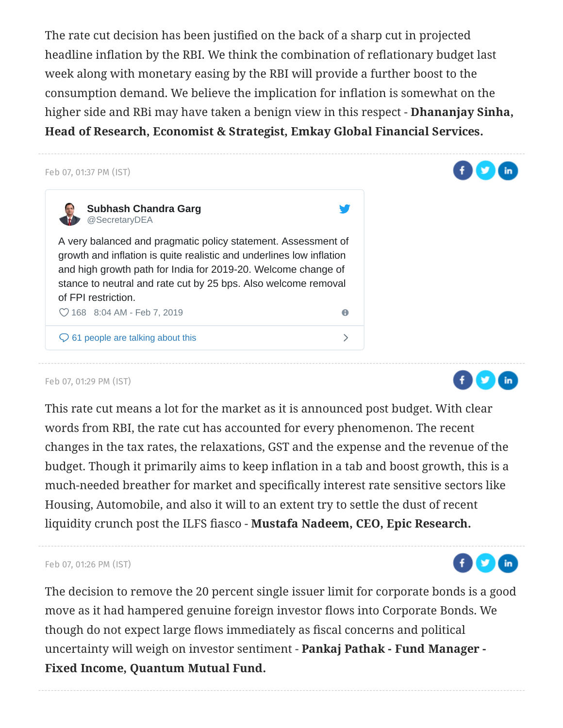The rate cut decision has been justified on the back of a sharp cut in projected headline inflation by the RBI. We think the combination of reflationary budget last week along with monetary easing by the RBI will provide a further boost to the consumption demand. We believe the implication for inflation is somewhat on the higher side and RBi may have taken a benign view in this respect - **Dhananjay Sinha, Head of Research, Economist & Strategist, Emkay Global Financial Services.**

---

Feb 07, 01:37 PM (IST)

**Subhash Chandra Garg**
@SecretaryDEA

A very balanced and pragmatic policy statement. Assessment of growth and inflation is quite realistic and underlines low inflation and high growth path for India for 2019-20. Welcome change of stance to neutral and rate cut by 25 bps. Also welcome removal of FPI restriction.

168 8:04 AM - Feb 7, 2019

61 people are talking about this

---

Feb 07, 01:29 PM (IST)

This rate cut means a lot for the market as it is announced post budget. With clear words from RBI, the rate cut has accounted for every phenomenon. The recent changes in the tax rates, the relaxations, GST and the expense and the revenue of the budget. Though it primarily aims to keep inflation in a tab and boost growth, this is a much-needed breather for market and specifically interest rate sensitive sectors like Housing, Automobile, and also it will to an extent try to settle the dust of recent liquidity crunch post the ILFS fiasco - **Mustafa Nadeem, CEO, Epic Research.**

---

Feb 07, 01:26 PM (IST)

The decision to remove the 20 percent single issuer limit for corporate bonds is a good move as it had hampered genuine foreign investor flows into Corporate Bonds. We though do not expect large flows immediately as fiscal concerns and political uncertainty will weigh on investor sentiment - **Pankaj Pathak - Fund Manager - Fixed Income, Quantum Mutual Fund.**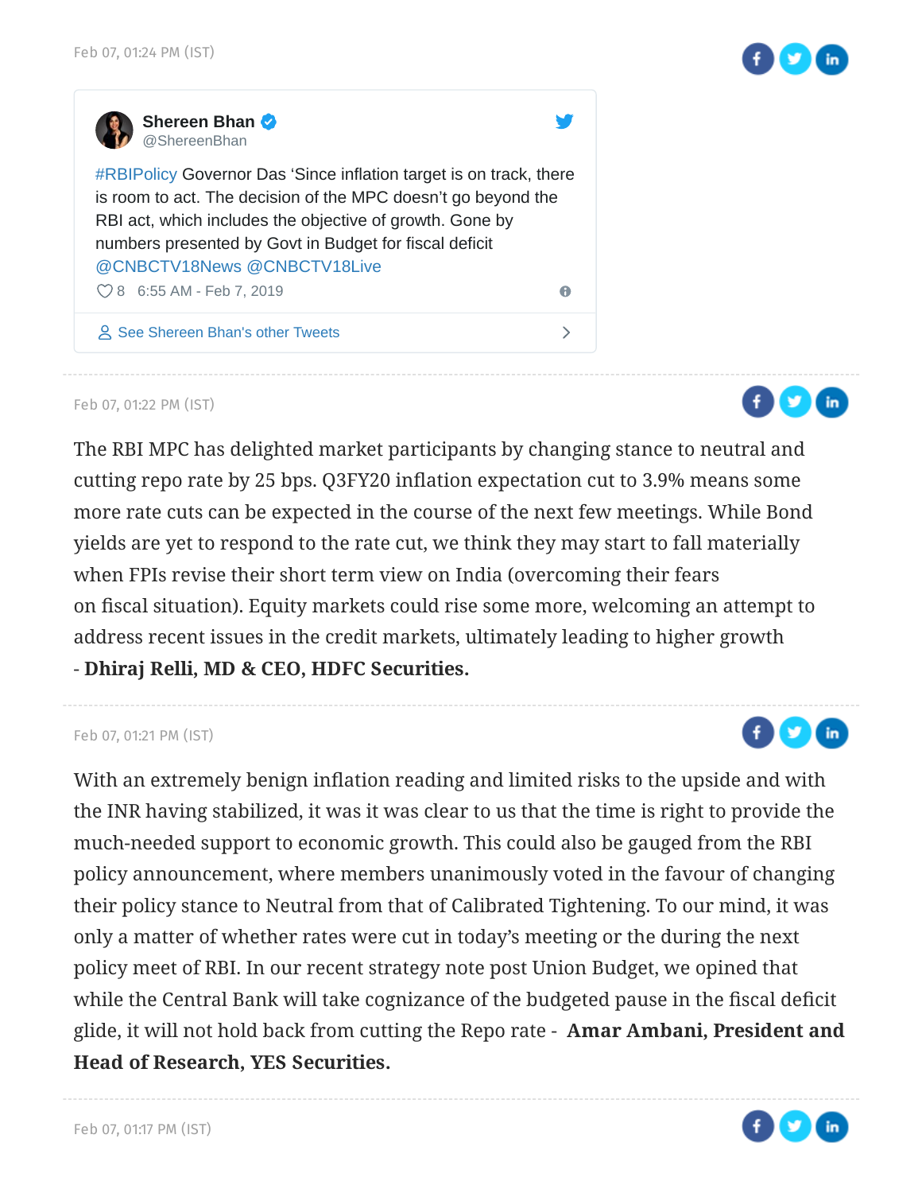Feb 07, 01:24 PM (IST)

> **Shereen Bhan** @SheereenBhan
>
> #RBIPolicy Governor Das 'Since inflation target is on track, there is room to act. The decision of the MPC doesn't go beyond the RBI act, which includes the objective of growth. Gone by numbers presented by Govt in Budget for fiscal deficit @CNBCTV18News @CNBCTV18Live
>
> 8 6:55 AM - Feb 7, 2019
>
> See Sheereen Bhan's other Tweets

---

Feb 07, 01:22 PM (IST)

The RBI MPC has delighted market participants by changing stance to neutral and cutting repo rate by 25 bps. Q3FY20 inflation expectation cut to 3.9% means some more rate cuts can be expected in the course of the next few meetings. While Bond yields are yet to respond to the rate cut, we think they may start to fall materially when FPIs revise their short term view on India (overcoming their fears on fiscal situation). Equity markets could rise some more, welcoming an attempt to address recent issues in the credit markets, ultimately leading to higher growth - **Dhiraj Relli, MD & CEO, HDFC Securities.**

---

Feb 07, 01:21 PM (IST)

With an extremely benign inflation reading and limited risks to the upside and with the INR having stabilized, it was it was clear to us that the time is right to provide the much-needed support to economic growth. This could also be gauged from the RBI policy announcement, where members unanimously voted in the favour of changing their policy stance to Neutral from that of Calibrated Tightening. To our mind, it was only a matter of whether rates were cut in today's meeting or the during the next policy meet of RBI. In our recent strategy note post Union Budget, we opined that while the Central Bank will take cognizance of the budgeted pause in the fiscal deficit glide, it will not hold back from cutting the Repo rate - **Amar Ambani, President and Head of Research, YES Securities.**

---

Feb 07, 01:17 PM (IST)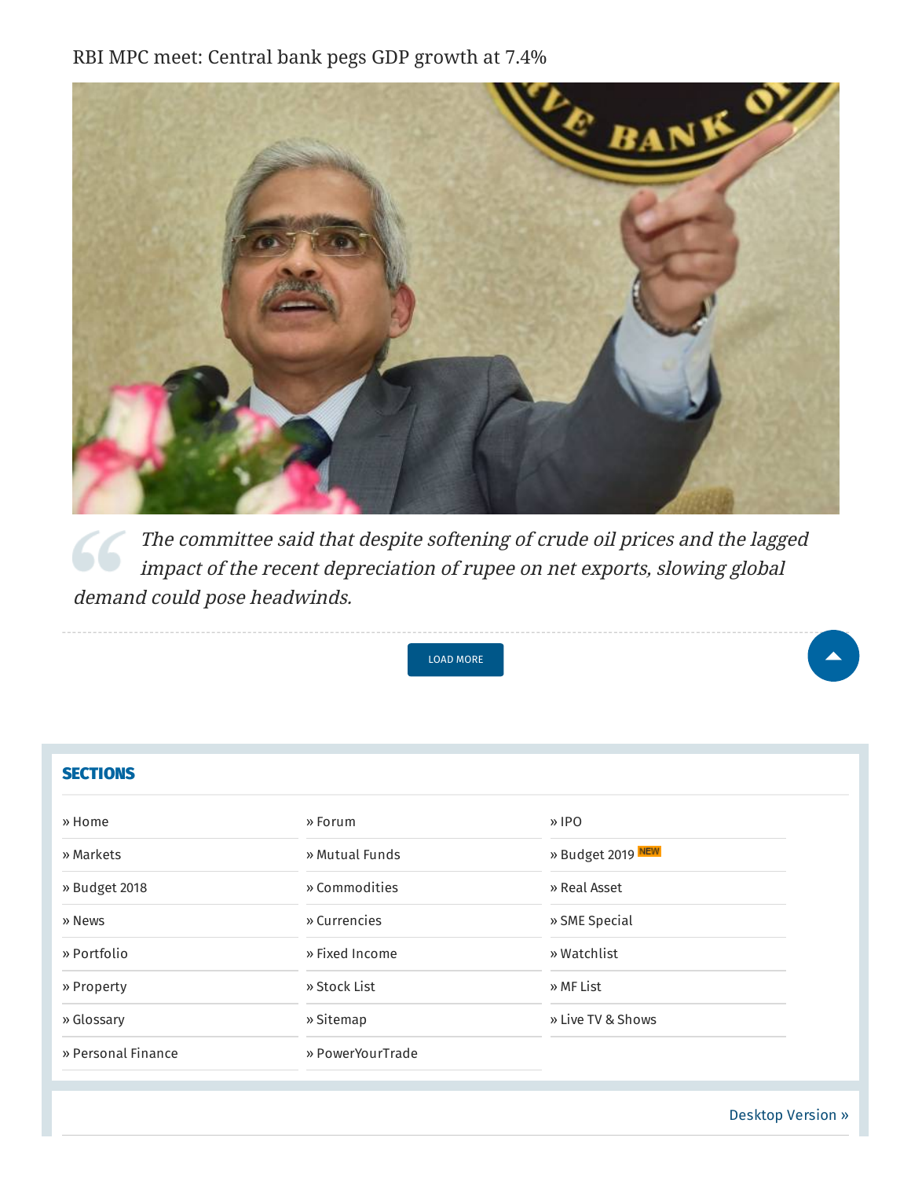RBI MPC meet: Central bank pegs GDP growth at 7.4%

> *The committee said that despite softening of crude oil prices and the lagged impact of the recent depreciation of rupee on net exports, slowing global demand could pose headwinds.*

LOAD MORE

## SECTIONS

- » Home
- » Markets
- » Budget 2018
- » News
- » Portfolio
- » Property
- » Glossary
- » Personal Finance
- » Forum
- » Mutual Funds
- » Commodities
- » Currencies
- » Fixed Income
- » Stock List
- » Sitemap
- » PowerYourTrade
- » IPO
- » Budget 2019 NEW
- » Real Asset
- » SME Special
- » Watchlist
- » MF List
- » Live TV & Shows

Desktop Version »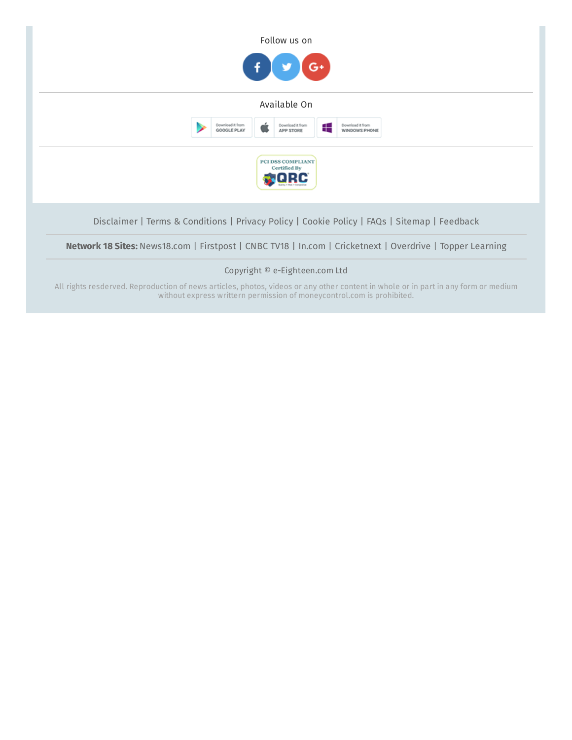Follow us on

Available On

Disclaimer | Terms & Conditions | Privacy Policy | Cookie Policy | FAQs | Sitemap | Feedback

**Network 18 Sites:** News18.com | Firstpost | CNBC TV18 | In.com | Cricketnext | Overdrive | Topper Learning

Copyright © e-Eighteen.com Ltd

All rights resderved. Reproduction of news articles, photos, videos or any other content in whole or in part in any form or medium without express writtern permission of moneycontrol.com is prohibited.